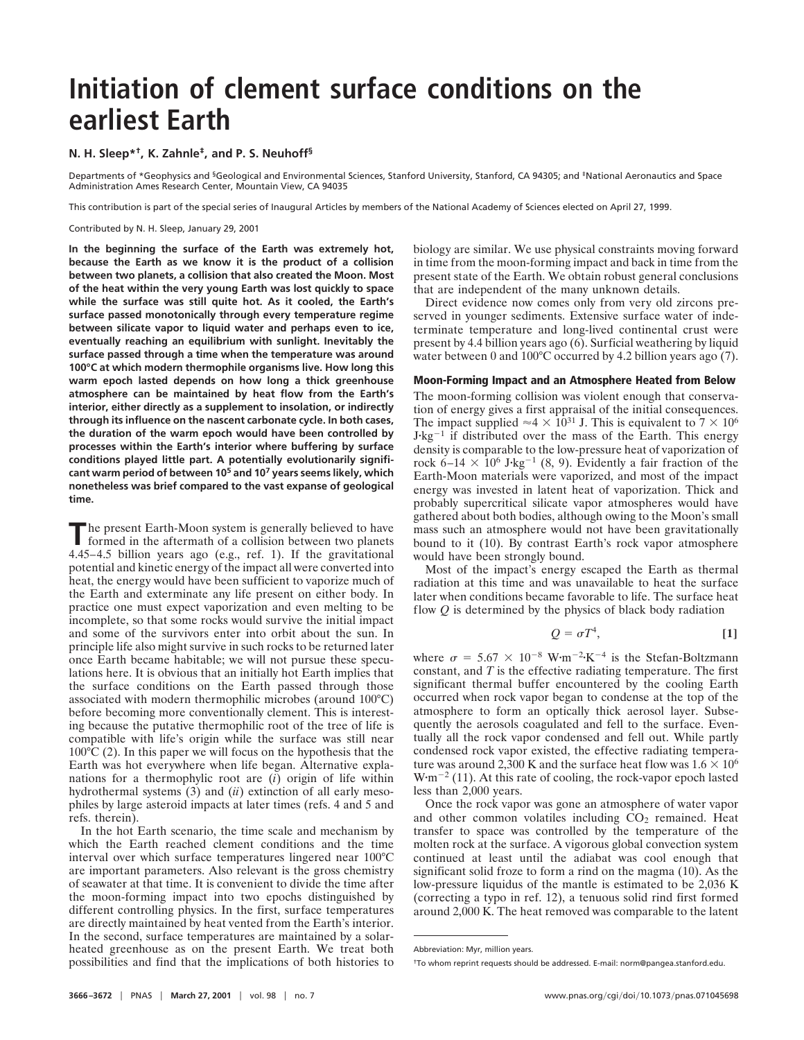# Initiation of clement surface conditions on the earliest Earth

**N. H. Sleep*†, K. Zahnle‡, and P. S. Neuhoff§**

Departments of *Geophysics and §Geological and Environmental Sciences, Stanford University, Stanford, CA 94305; and ‡National Aeronautics and Space Administration Ames Research Center, Mountain View, CA 94035

This contribution is part of the special series of Inaugural Articles by members of the National Academy of Sciences elected on April 27, 1999.

Contributed by N. H. Sleep, January 29, 2001

**In the beginning the surface of the Earth was extremely hot, because the Earth as we know it is the product of a collision between two planets, a collision that also created the Moon. Most of the heat within the very young Earth was lost quickly to space while the surface was still quite hot. As it cooled, the Earth's surface passed monotonically through every temperature regime between silicate vapor to liquid water and perhaps even to ice, eventually reaching an equilibrium with sunlight. Inevitably the surface passed through a time when the temperature was around 100°C at which modern thermophile organisms live. How long this warm epoch lasted depends on how long a thick greenhouse atmosphere can be maintained by heat flow from the Earth's interior, either directly as a supplement to insolation, or indirectly through its influence on the nascent carbonate cycle. In both cases, the duration of the warm epoch would have been controlled by processes within the Earth's interior where buffering by surface conditions played little part. A potentially evolutionarily significant warm period of between $10^5$ and $10^7$ years seems likely, which nonetheless was brief compared to the vast expanse of geological time.**

The present Earth-Moon system is generally believed to have formed in the aftermath of a collision between two planets 4.45–4.5 billion years ago (e.g., ref. 1). If the gravitational potential and kinetic energy of the impact all were converted into heat, the energy would have been sufficient to vaporize much of the Earth and exterminate any life present on either body. In practice one must expect vaporization and even melting to be incomplete, so that some rocks would survive the initial impact and some of the survivors enter into orbit about the sun. In principle life also might survive in such rocks to be returned later once Earth became habitable; we will not pursue these speculations here. It is obvious that an initially hot Earth implies that the surface conditions on the Earth passed through those associated with modern thermophilic microbes (around 100°C) before becoming more conventionally clement. This is interesting because the putative thermophilic root of the tree of life is compatible with life's origin while the surface was still near 100°C (2). In this paper we will focus on the hypothesis that the Earth was hot everywhere when life began. Alternative explanations for a thermophyllic root are (*i*) origin of life within hydrothermal systems (3) and (*ii*) extinction of all early mesophiles by large asteroid impacts at later times (refs. 4 and 5 and refs. therein).

In the hot Earth scenario, the time scale and mechanism by which the Earth reached clement conditions and the time interval over which surface temperatures lingered near 100°C are important parameters. Also relevant is the gross chemistry of seawater at that time. It is convenient to divide the time after the moon-forming impact into two epochs distinguished by different controlling physics. In the first, surface temperatures are directly maintained by heat vented from the Earth's interior. In the second, surface temperatures are maintained by a solar-heated greenhouse as on the present Earth. We treat both possibilities and find that the implications of both histories to biology are similar. We use physical constraints moving forward in time from the moon-forming impact and back in time from the present state of the Earth. We obtain robust general conclusions that are independent of the many unknown details.

Direct evidence now comes only from very old zircons preserved in younger sediments. Extensive surface water of indeterminate temperature and long-lived continental crust were present by 4.4 billion years ago (6). Surficial weathering by liquid water between 0 and 100°C occurred by 4.2 billion years ago (7).

## Moon-Forming Impact and an Atmosphere Heated from Below

The moon-forming collision was violent enough that conservation of energy gives a first appraisal of the initial consequences. The impact supplied $\approx 4 \times 10^{31}$ J. This is equivalent to $7 \times 10^6$ J·kg$^{-1}$ if distributed over the mass of the Earth. This energy density is comparable to the low-pressure heat of vaporization of rock 6–14 $\times 10^6$ J·kg$^{-1}$ (8, 9). Evidently a fair fraction of the Earth-Moon materials were vaporized, and most of the impact energy was invested in latent heat of vaporization. Thick and probably supercritical silicate vapor atmospheres would have gathered about both bodies, although owing to the Moon's small mass such an atmosphere would not have been gravitationally bound to it (10). By contrast Earth's rock vapor atmosphere would have been strongly bound.

Most of the impact's energy escaped the Earth as thermal radiation at this time and was unavailable to heat the surface later when conditions became favorable to life. The surface heat flow $Q$ is determined by the physics of black body radiation

$$Q = \sigma T^4, \qquad [1]$$

where $\sigma = 5.67 \times 10^{-8}$ W·m$^{-2}$·K$^{-4}$ is the Stefan-Boltzmann constant, and $T$ is the effective radiating temperature. The first significant thermal buffer encountered by the cooling Earth occurred when rock vapor began to condense at the top of the atmosphere to form an optically thick aerosol layer. Subsequently the aerosols coagulated and fell to the surface. Eventually all the rock vapor condensed and fell out. While partly condensed rock vapor existed, the effective radiating temperature was around 2,300 K and the surface heat flow was $1.6 \times 10^6$ W·m$^{-2}$ (11). At this rate of cooling, the rock-vapor epoch lasted less than 2,000 years.

Once the rock vapor was gone an atmosphere of water vapor and other common volatiles including $CO_2$ remained. Heat transfer to space was controlled by the temperature of the molten rock at the surface. A vigorous global convection system continued at least until the adiabat was cool enough that significant solid froze to form a rind on the magma (10). As the low-pressure liquidus of the mantle is estimated to be 2,036 K (correcting a typo in ref. 12), a tenuous solid rind first formed around 2,000 K. The heat removed was comparable to the latent

Abbreviation: Myr, million years.

†To whom reprint requests should be addressed. E-mail: norm@pangea.stanford.edu.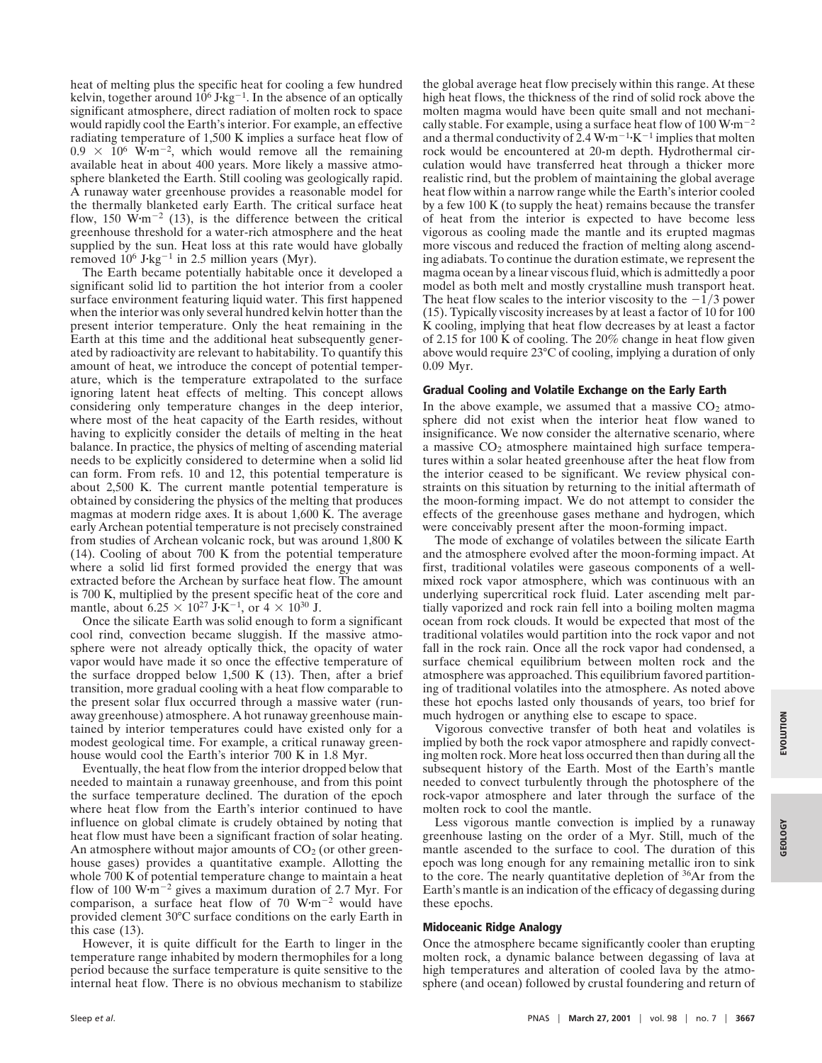heat of melting plus the specific heat for cooling a few hundred kelvin, together around $10^6$ J·kg$^{-1}$. In the absence of an optically significant atmosphere, direct radiation of molten rock to space would rapidly cool the Earth's interior. For example, an effective radiating temperature of 1,500 K implies a surface heat flow of $0.9 \times 10^6$ W·m$^{-2}$, which would remove all the remaining available heat in about 400 years. More likely a massive atmosphere blanketed the Earth. Still cooling was geologically rapid. A runaway water greenhouse provides a reasonable model for the thermally blanketed early Earth. The critical surface heat flow, 150 W·m$^{-2}$ (13), is the difference between the critical greenhouse threshold for a water-rich atmosphere and the heat supplied by the sun. Heat loss at this rate would have globally removed $10^6$ J·kg$^{-1}$ in 2.5 million years (Myr).

The Earth became potentially habitable once it developed a significant solid lid to partition the hot interior from a cooler surface environment featuring liquid water. This first happened when the interior was only several hundred kelvin hotter than the present interior temperature. Only the heat remaining in the Earth at this time and the additional heat subsequently generated by radioactivity are relevant to habitability. To quantify this amount of heat, we introduce the concept of potential temperature, which is the temperature extrapolated to the surface ignoring latent heat effects of melting. This concept allows considering only temperature changes in the deep interior, where most of the heat capacity of the Earth resides, without having to explicitly consider the details of melting in the heat balance. In practice, the physics of melting of ascending material needs to be explicitly considered to determine when a solid lid can form. From refs. 10 and 12, this potential temperature is about 2,500 K. The current mantle potential temperature is obtained by considering the physics of the melting that produces magmas at modern ridge axes. It is about 1,600 K. The average early Archean potential temperature is not precisely constrained from studies of Archean volcanic rock, but was around 1,800 K (14). Cooling of about 700 K from the potential temperature where a solid lid first formed provided the energy that was extracted before the Archean by surface heat flow. The amount is 700 K, multiplied by the present specific heat of the core and mantle, about $6.25 \times 10^{27}$ J·K$^{-1}$, or $4 \times 10^{30}$ J.

Once the silicate Earth was solid enough to form a significant cool rind, convection became sluggish. If the massive atmosphere were not already optically thick, the opacity of water vapor would have made it so once the effective temperature of the surface dropped below 1,500 K (13). Then, after a brief transition, more gradual cooling with a heat flow comparable to the present solar flux occurred through a massive water (runaway greenhouse) atmosphere. A hot runaway greenhouse maintained by interior temperatures could have existed only for a modest geological time. For example, a critical runaway greenhouse would cool the Earth's interior 700 K in 1.8 Myr.

Eventually, the heat flow from the interior dropped below that needed to maintain a runaway greenhouse, and from this point the surface temperature declined. The duration of the epoch where heat flow from the Earth's interior continued to have influence on global climate is crudely obtained by noting that heat flow must have been a significant fraction of solar heating. An atmosphere without major amounts of $CO_2$ (or other greenhouse gases) provides a quantitative example. Allotting the whole 700 K of potential temperature change to maintain a heat flow of 100 W·m$^{-2}$ gives a maximum duration of 2.7 Myr. For comparison, a surface heat flow of 70 W·m$^{-2}$ would have provided clement 30°C surface conditions on the early Earth in this case (13).

However, it is quite difficult for the Earth to linger in the temperature range inhabited by modern thermophiles for a long period because the surface temperature is quite sensitive to the internal heat flow. There is no obvious mechanism to stabilize the global average heat flow precisely within this range. At these high heat flows, the thickness of the rind of solid rock above the molten magma would have been quite small and not mechanically stable. For example, using a surface heat flow of 100 W·m$^{-2}$ and a thermal conductivity of 2.4 W·m$^{-1}$·K$^{-1}$ implies that molten rock would be encountered at 20-m depth. Hydrothermal circulation would have transferred heat through a thicker more realistic rind, but the problem of maintaining the global average heat flow within a narrow range while the Earth's interior cooled by a few 100 K (to supply the heat) remains because the transfer of heat from the interior is expected to have become less vigorous as cooling made the mantle and its erupted magmas more viscous and reduced the fraction of melting along ascending adiabats. To continue the duration estimate, we represent the magma ocean by a linear viscous fluid, which is admittedly a poor model as both melt and mostly crystalline mush transport heat. The heat flow scales to the interior viscosity to the $-1/3$ power (15). Typically viscosity increases by at least a factor of 10 for 100 K cooling, implying that heat flow decreases by at least a factor of 2.15 for 100 K of cooling. The 20% change in heat flow given above would require 23°C of cooling, implying a duration of only 0.09 Myr.

## Gradual Cooling and Volatile Exchange on the Early Earth

In the above example, we assumed that a massive $CO_2$ atmosphere did not exist when the interior heat flow waned to insignificance. We now consider the alternative scenario, where a massive $CO_2$ atmosphere maintained high surface temperatures within a solar heated greenhouse after the heat flow from the interior ceased to be significant. We review physical constraints on this situation by returning to the initial aftermath of the moon-forming impact. We do not attempt to consider the effects of the greenhouse gases methane and hydrogen, which were conceivably present after the moon-forming impact.

The mode of exchange of volatiles between the silicate Earth and the atmosphere evolved after the moon-forming impact. At first, traditional volatiles were gaseous components of a well-mixed rock vapor atmosphere, which was continuous with an underlying supercritical rock fluid. Later ascending melt partially vaporized and rock rain fell into a boiling molten magma ocean from rock clouds. It would be expected that most of the traditional volatiles would partition into the rock vapor and not fall in the rock rain. Once all the rock vapor had condensed, a surface chemical equilibrium between molten rock and the atmosphere was approached. This equilibrium favored partitioning of traditional volatiles into the atmosphere. As noted above these hot epochs lasted only thousands of years, too brief for much hydrogen or anything else to escape to space.

Vigorous convective transfer of both heat and volatiles is implied by both the rock vapor atmosphere and rapidly convecting molten rock. More heat loss occurred then than during all the subsequent history of the Earth. Most of the Earth's mantle needed to convect turbulently through the photosphere of the rock-vapor atmosphere and later through the surface of the molten rock to cool the mantle.

Less vigorous mantle convection is implied by a runaway greenhouse lasting on the order of a Myr. Still, much of the mantle ascended to the surface to cool. The duration of this epoch was long enough for any remaining metallic iron to sink to the core. The nearly quantitative depletion of $^{36}Ar$ from the Earth's mantle is an indication of the efficacy of degassing during these epochs.

## Midoceanic Ridge Analogy

Once the atmosphere became significantly cooler than erupting molten rock, a dynamic balance between degassing of lava at high temperatures and alteration of cooled lava by the atmosphere (and ocean) followed by crustal foundering and return of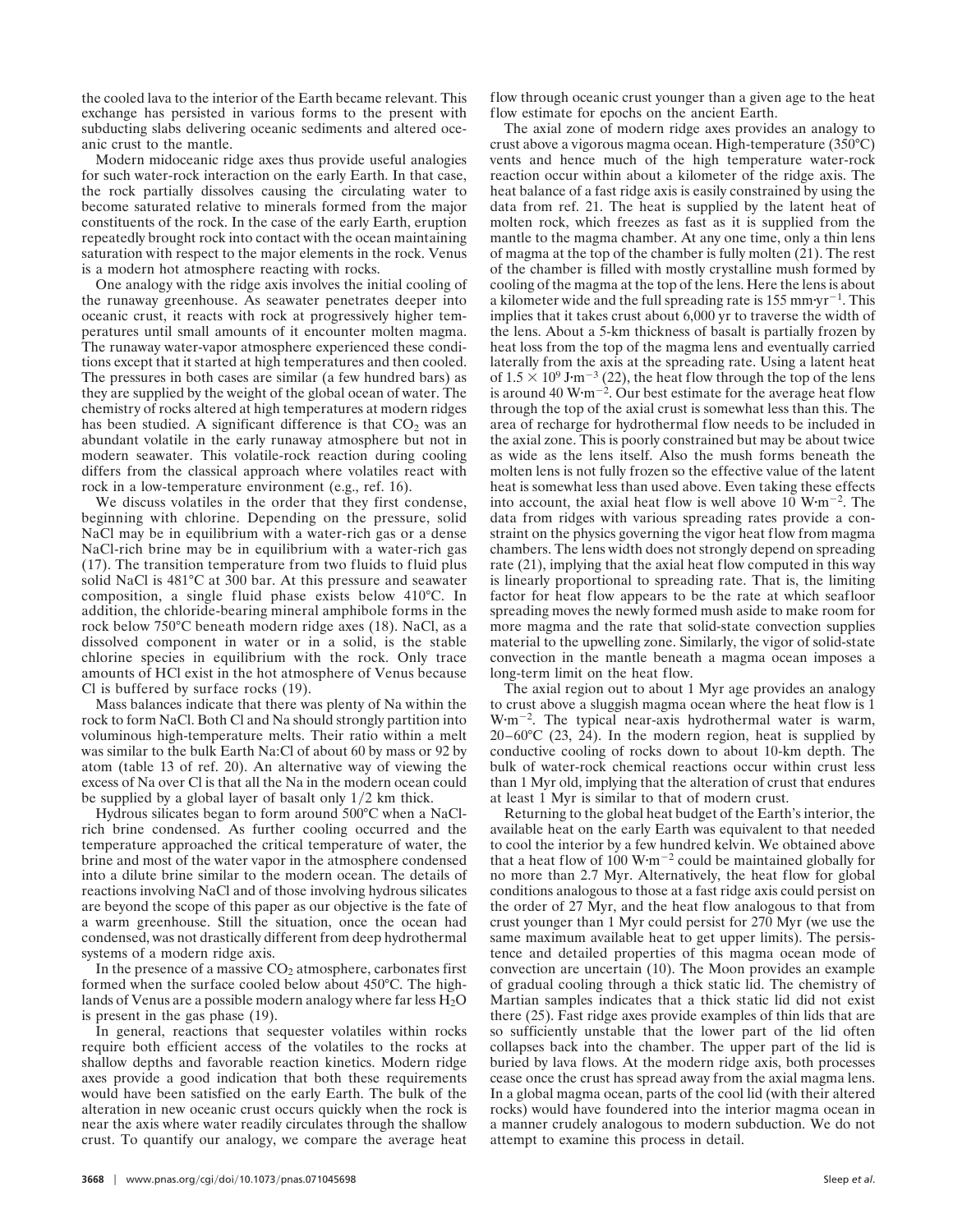the cooled lava to the interior of the Earth became relevant. This exchange has persisted in various forms to the present with subducting slabs delivering oceanic sediments and altered oceanic crust to the mantle.

Modern midoceanic ridge axes thus provide useful analogies for such water-rock interaction on the early Earth. In that case, the rock partially dissolves causing the circulating water to become saturated relative to minerals formed from the major constituents of the rock. In the case of the early Earth, eruption repeatedly brought rock into contact with the ocean maintaining saturation with respect to the major elements in the rock. Venus is a modern hot atmosphere reacting with rocks.

One analogy with the ridge axis involves the initial cooling of the runaway greenhouse. As seawater penetrates deeper into oceanic crust, it reacts with rock at progressively higher temperatures until small amounts of it encounter molten magma. The runaway water-vapor atmosphere experienced these conditions except that it started at high temperatures and then cooled. The pressures in both cases are similar (a few hundred bars) as they are supplied by the weight of the global ocean of water. The chemistry of rocks altered at high temperatures at modern ridges has been studied. A significant difference is that $CO_2$ was an abundant volatile in the early runaway atmosphere but not in modern seawater. This volatile-rock reaction during cooling differs from the classical approach where volatiles react with rock in a low-temperature environment (e.g., ref. 16).

We discuss volatiles in the order that they first condense, beginning with chlorine. Depending on the pressure, solid NaCl may be in equilibrium with a water-rich gas or a dense NaCl-rich brine may be in equilibrium with a water-rich gas (17). The transition temperature from two fluids to fluid plus solid NaCl is 481°C at 300 bar. At this pressure and seawater composition, a single fluid phase exists below 410°C. In addition, the chloride-bearing mineral amphibole forms in the rock below 750°C beneath modern ridge axes (18). NaCl, as a dissolved component in water or in a solid, is the stable chlorine species in equilibrium with the rock. Only trace amounts of HCl exist in the hot atmosphere of Venus because Cl is buffered by surface rocks (19).

Mass balances indicate that there was plenty of Na within the rock to form NaCl. Both Cl and Na should strongly partition into voluminous high-temperature melts. Their ratio within a melt was similar to the bulk Earth Na:Cl of about 60 by mass or 92 by atom (table 13 of ref. 20). An alternative way of viewing the excess of Na over Cl is that all the Na in the modern ocean could be supplied by a global layer of basalt only 1/2 km thick.

Hydrous silicates began to form around 500°C when a NaCl-rich brine condensed. As further cooling occurred and the temperature approached the critical temperature of water, the brine and most of the water vapor in the atmosphere condensed into a dilute brine similar to the modern ocean. The details of reactions involving NaCl and of those involving hydrous silicates are beyond the scope of this paper as our objective is the fate of a warm greenhouse. Still the situation, once the ocean had condensed, was not drastically different from deep hydrothermal systems of a modern ridge axis.

In the presence of a massive $CO_2$ atmosphere, carbonates first formed when the surface cooled below about 450°C. The highlands of Venus are a possible modern analogy where far less $H_2O$ is present in the gas phase (19).

In general, reactions that sequester volatiles within rocks require both efficient access of the volatiles to the rocks at shallow depths and favorable reaction kinetics. Modern ridge axes provide a good indication that both these requirements would have been satisfied on the early Earth. The bulk of the alteration in new oceanic crust occurs quickly when the rock is near the axis where water readily circulates through the shallow crust. To quantify our analogy, we compare the average heat flow through oceanic crust younger than a given age to the heat flow estimate for epochs on the ancient Earth.

The axial zone of modern ridge axes provides an analogy to crust above a vigorous magma ocean. High-temperature (350°C) vents and hence much of the high temperature water-rock reaction occur within about a kilometer of the ridge axis. The heat balance of a fast ridge axis is easily constrained by using the data from ref. 21. The heat is supplied by the latent heat of molten rock, which freezes as fast as it is supplied from the mantle to the magma chamber. At any one time, only a thin lens of magma at the top of the chamber is fully molten (21). The rest of the chamber is filled with mostly crystalline mush formed by cooling of the magma at the top of the lens. Here the lens is about a kilometer wide and the full spreading rate is 155 $mm \cdot yr^{-1}$. This implies that it takes crust about 6,000 yr to traverse the width of the lens. About a 5-km thickness of basalt is partially frozen by heat loss from the top of the magma lens and eventually carried laterally from the axis at the spreading rate. Using a latent heat of $1.5 \times 10^9$ $J \cdot m^{-3}$ (22), the heat flow through the top of the lens is around 40 $W \cdot m^{-2}$. Our best estimate for the average heat flow through the top of the axial crust is somewhat less than this. The area of recharge for hydrothermal flow needs to be included in the axial zone. This is poorly constrained but may be about twice as wide as the lens itself. Also the mush forms beneath the molten lens is not fully frozen so the effective value of the latent heat is somewhat less than used above. Even taking these effects into account, the axial heat flow is well above 10 $W \cdot m^{-2}$. The data from ridges with various spreading rates provide a constraint on the physics governing the vigor heat flow from magma chambers. The lens width does not strongly depend on spreading rate (21), implying that the axial heat flow computed in this way is linearly proportional to spreading rate. That is, the limiting factor for heat flow appears to be the rate at which seafloor spreading moves the newly formed mush aside to make room for more magma and the rate that solid-state convection supplies material to the upwelling zone. Similarly, the vigor of solid-state convection in the mantle beneath a magma ocean imposes a long-term limit on the heat flow.

The axial region out to about 1 Myr age provides an analogy to crust above a sluggish magma ocean where the heat flow is 1 $W \cdot m^{-2}$. The typical near-axis hydrothermal water is warm, 20–60°C (23, 24). In the modern region, heat is supplied by conductive cooling of rocks down to about 10-km depth. The bulk of water-rock chemical reactions occur within crust less than 1 Myr old, implying that the alteration of crust that endures at least 1 Myr is similar to that of modern crust.

Returning to the global heat budget of the Earth's interior, the available heat on the early Earth was equivalent to that needed to cool the interior by a few hundred kelvin. We obtained above that a heat flow of 100 $W \cdot m^{-2}$ could be maintained globally for no more than 2.7 Myr. Alternatively, the heat flow for global conditions analogous to those at a fast ridge axis could persist on the order of 27 Myr, and the heat flow analogous to that from crust younger than 1 Myr could persist for 270 Myr (we use the same maximum available heat to get upper limits). The persistence and detailed properties of this magma ocean mode of convection are uncertain (10). The Moon provides an example of gradual cooling through a thick static lid. The chemistry of Martian samples indicates that a thick static lid did not exist there (25). Fast ridge axes provide examples of thin lids that are so sufficiently unstable that the lower part of the lid often collapses back into the chamber. The upper part of the lid is buried by lava flows. At the modern ridge axis, both processes cease once the crust has spread away from the axial magma lens. In a global magma ocean, parts of the cool lid (with their altered rocks) would have foundered into the interior magma ocean in a manner crudely analogous to modern subduction. We do not attempt to examine this process in detail.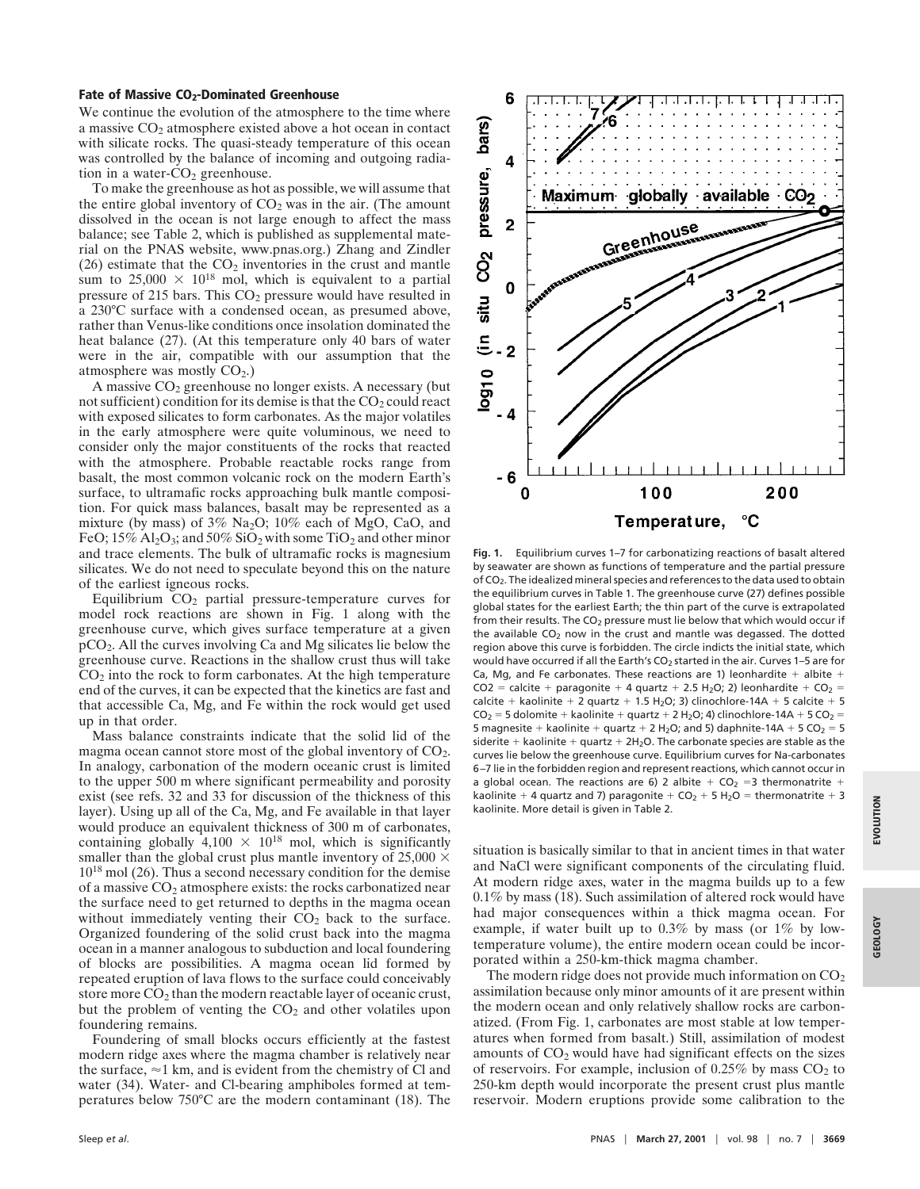### Fate of Massive $CO_2$-Dominated Greenhouse

We continue the evolution of the atmosphere to the time where a massive $CO_2$ atmosphere existed above a hot ocean in contact with silicate rocks. The quasi-steady temperature of this ocean was controlled by the balance of incoming and outgoing radiation in a water-$CO_2$ greenhouse.

To make the greenhouse as hot as possible, we will assume that the entire global inventory of $CO_2$ was in the air. (The amount dissolved in the ocean is not large enough to affect the mass balance; see Table 2, which is published as supplemental material on the PNAS website, www.pnas.org.) Zhang and Zindler (26) estimate that the $CO_2$ inventories in the crust and mantle sum to $25{,}000 \times 10^{18}$ mol, which is equivalent to a partial pressure of 215 bars. This $CO_2$ pressure would have resulted in a 230°C surface with a condensed ocean, as presumed above, rather than Venus-like conditions once insolation dominated the heat balance (27). (At this temperature only 40 bars of water were in the air, compatible with our assumption that the atmosphere was mostly $CO_2$.)

A massive $CO_2$ greenhouse no longer exists. A necessary (but not sufficient) condition for its demise is that the $CO_2$ could react with exposed silicates to form carbonates. As the major volatiles in the early atmosphere were quite voluminous, we need to consider only the major constituents of the rocks that reacted with the atmosphere. Probable reactable rocks range from basalt, the most common volcanic rock on the modern Earth's surface, to ultramafic rocks approaching bulk mantle composition. For quick mass balances, basalt may be represented as a mixture (by mass) of 3% $Na_2O$; 10% each of MgO, CaO, and FeO; 15% $Al_2O_3$; and 50% $SiO_2$ with some $TiO_2$ and other minor and trace elements. The bulk of ultramafic rocks is magnesium silicates. We do not need to speculate beyond this on the nature of the earliest igneous rocks.

Equilibrium $CO_2$ partial pressure-temperature curves for model rock reactions are shown in Fig. 1 along with the greenhouse curve, which gives surface temperature at a given $pCO_2$. All the curves involving Ca and Mg silicates lie below the greenhouse curve. Reactions in the shallow crust thus will take $CO_2$ into the rock to form carbonates. At the high temperature end of the curves, it can be expected that the kinetics are fast and that accessible Ca, Mg, and Fe within the rock would get used up in that order.

Mass balance constraints indicate that the solid lid of the magma ocean cannot store most of the global inventory of $CO_2$. In analogy, carbonation of the modern oceanic crust is limited to the upper 500 m where significant permeability and porosity exist (see refs. 32 and 33 for discussion of the thickness of this layer). Using up all of the Ca, Mg, and Fe available in that layer would produce an equivalent thickness of 300 m of carbonates, containing globally $4{,}100 \times 10^{18}$ mol, which is significantly smaller than the global crust plus mantle inventory of $25{,}000 \times 10^{18}$ mol (26). Thus a second necessary condition for the demise of a massive $CO_2$ atmosphere exists: the rocks carbonatized near the surface need to get returned to depths in the magma ocean without immediately venting their $CO_2$ back to the surface. Organized foundering of the solid crust back into the magma ocean in a manner analogous to subduction and local foundering of blocks are possibilities. A magma ocean lid formed by repeated eruption of lava flows to the surface could conceivably store more $CO_2$ than the modern reactable layer of oceanic crust, but the problem of venting the $CO_2$ and other volatiles upon foundering remains.

Foundering of small blocks occurs efficiently at the fastest modern ridge axes where the magma chamber is relatively near the surface, ≈1 km, and is evident from the chemistry of Cl and water (34). Water- and Cl-bearing amphiboles formed at temperatures below 750°C are the modern contaminant (18). The situation is basically similar to that in ancient times in that water and NaCl were significant components of the circulating fluid. At modern ridge axes, water in the magma builds up to a few 0.1% by mass (18). Such assimilation of altered rock would have had major consequences within a thick magma ocean. For example, if water built up to 0.3% by mass (or 1% by low-temperature volume), the entire modern ocean could be incorporated within a 250-km-thick magma chamber.

The modern ridge does not provide much information on $CO_2$ assimilation because only minor amounts of it are present within the modern ocean and only relatively shallow rocks are carbonatized. (From Fig. 1, carbonates are most stable at low temperatures when formed from basalt.) Still, assimilation of modest amounts of $CO_2$ would have had significant effects on the sizes of reservoirs. For example, inclusion of 0.25% by mass $CO_2$ to 250-km depth would incorporate the present crust plus mantle reservoir. Modern eruptions provide some calibration to the

**Fig. 1.** Equilibrium curves 1–7 for carbonatizing reactions of basalt altered by seawater are shown as functions of temperature and the partial pressure of $CO_2$. The idealized mineral species and references to the data used to obtain the equilibrium curves in Table 1. The greenhouse curve (27) defines possible global states for the earliest Earth; the thin part of the curve is extrapolated from their results. The $CO_2$ pressure must lie below that which would occur if the available $CO_2$ now in the crust and mantle was degassed. The dotted region above this curve is forbidden. The circle indicts the initial state, which would have occurred if all the Earth's $CO_2$ started in the air. Curves 1–5 are for Ca, Mg, and Fe carbonates. These reactions are 1) leonhardite + albite + $CO_2$ = calcite + paragonite + 4 quartz + 2.5 $H_2O$; 2) leonhardite + $CO_2$ = calcite + kaolinite + 2 quartz + 1.5 $H_2O$; 3) clinochlore-14A + 5 calcite + 5 $CO_2$ = 5 dolomite + kaolinite + quartz + 2 $H_2O$; 4) clinochlore-14A + 5 $CO_2$ = 5 magnesite + kaolinite + quartz + 2 $H_2O$; and 5) daphnite-14A + 5 $CO_2$ = 5 siderite + kaolinite + quartz + 2$H_2O$. The carbonate species are stable as the curves lie below the greenhouse curve. Equilibrium curves for Na-carbonates 6–7 lie in the forbidden region and represent reactions, which cannot occur in a global ocean. The reactions are 6) 2 albite + $CO_2$ =3 thermonatrite + kaolinite + 4 quartz and 7) paragonite + $CO_2$ + 5 $H_2O$ = thermonatrite + 3 kaolinite. More detail is given in Table 2.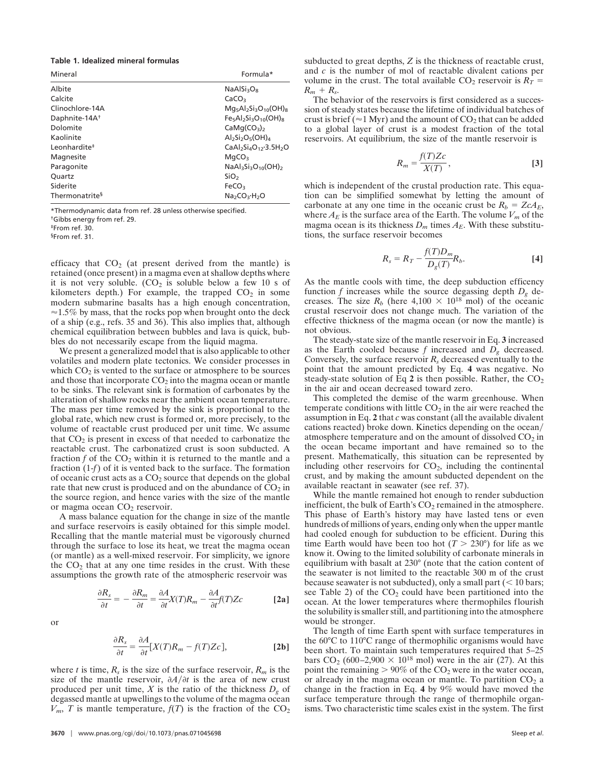**Table 1. Idealized mineral formulas**

| Mineral | Formula* |
|---|---|
| Albite | $NaAlSi_3O_8$ |
| Calcite | $CaCO_3$ |
| Clinochlore-14A | $Mg_5Al_2Si_3O_{10}(OH)_8$ |
| Daphnite-14A[†] | $Fe_5Al_2Si_3O_{10}(OH)_8$ |
| Dolomite | $CaMg(CO_3)_2$ |
| Kaolinite | $Al_2Si_2O_5(OH)_4$ |
| Leonhardite[‡] | $CaAl_2Si_4O_{12}{\cdot}3.5H_2O$ |
| Magnesite | $MgCO_3$ |
| Paragonite | $NaAl_3Si_3O_{10}(OH)_2$ |
| Quartz | $SiO_2$ |
| Siderite | $FeCO_3$ |
| Thermonatrite[§] | $Na_2CO_3{\cdot}H_2O$ |

*Thermodynamic data from ref. 28 unless otherwise specified.
[†]Gibbs energy from ref. 29.
[‡]From ref. 30.
[§]From ref. 31.

efficacy that $CO_2$ (at present derived from the mantle) is retained (once present) in a magma even at shallow depths where it is not very soluble. ($CO_2$ is soluble below a few 10 s of kilometers depth.) For example, the trapped $CO_2$ in some modern submarine basalts has a high enough concentration, $\approx$1.5% by mass, that the rocks pop when brought onto the deck of a ship (e.g., refs. 35 and 36). This also implies that, although chemical equilibration between bubbles and lava is quick, bubbles do not necessarily escape from the liquid magma.

We present a generalized model that is also applicable to other volatiles and modern plate tectonics. We consider processes in which $CO_2$ is vented to the surface or atmosphere to be sources and those that incorporate $CO_2$ into the magma ocean or mantle to be sinks. The relevant sink is formation of carbonates by the alteration of shallow rocks near the ambient ocean temperature. The mass per time removed by the sink is proportional to the global rate, which new crust is formed or, more precisely, to the volume of reactable crust produced per unit time. We assume that $CO_2$ is present in excess of that needed to carbonatize the reactable crust. The carbonatized crust is soon subducted. A fraction $f$ of the $CO_2$ within it is returned to the mantle and a fraction (1-$f$) of it is vented back to the surface. The formation of oceanic crust acts as a $CO_2$ source that depends on the global rate that new crust is produced and on the abundance of $CO_2$ in the source region, and hence varies with the size of the mantle or magma ocean $CO_2$ reservoir.

A mass balance equation for the change in size of the mantle and surface reservoirs is easily obtained for this simple model. Recalling that the mantle material must be vigorously churned through the surface to lose its heat, we treat the magma ocean (or mantle) as a well-mixed reservoir. For simplicity, we ignore the $CO_2$ that at any one time resides in the crust. With these assumptions the growth rate of the atmospheric reservoir was

$$\frac{\partial R_s}{\partial t} = -\frac{\partial R_m}{\partial t} = \frac{\partial A}{\partial t}X(T)R_m - \frac{\partial A}{\partial t}f(T)Zc \qquad \textbf{[2a]}$$

or

$$\frac{\partial R_s}{\partial t} = \frac{\partial A}{\partial t}[X(T)R_m - f(T)Zc], \qquad \textbf{[2b]}$$

where $t$ is time, $R_s$ is the size of the surface reservoir, $R_m$ is the size of the mantle reservoir, $\partial A/\partial t$ is the area of new crust produced per unit time, $X$ is the ratio of the thickness $D_g$ of degassed mantle at upwellings to the volume of the magma ocean $V_m$, $T$ is mantle temperature, $f(T)$ is the fraction of the $CO_2$ subducted to great depths, $Z$ is the thickness of reactable crust, and $c$ is the number of mol of reactable divalent cations per volume in the crust. The total available $CO_2$ reservoir is $R_T = R_m + R_s$.

The behavior of the reservoirs is first considered as a succession of steady states because the lifetime of individual batches of crust is brief ($\approx$1 Myr) and the amount of $CO_2$ that can be added to a global layer of crust is a modest fraction of the total reservoirs. At equilibrium, the size of the mantle reservoir is

$$R_m = \frac{f(T)Zc}{X(T)}, \qquad \textbf{[3]}$$

which is independent of the crustal production rate. This equation can be simplified somewhat by letting the amount of carbonate at any one time in the oceanic crust be $R_b = ZcA_E$, where $A_E$ is the surface area of the Earth. The volume $V_m$ of the magma ocean is its thickness $D_m$ times $A_E$. With these substitutions, the surface reservoir becomes

$$R_s = R_T - \frac{f(T)D_m}{D_g(T)}R_b. \qquad \textbf{[4]}$$

As the mantle cools with time, the deep subduction efficiency function $f$ increases while the source degassing depth $D_g$ decreases. The size $R_b$ (here 4,100 $\times$ 10[18] mol) of the oceanic crustal reservoir does not change much. The variation of the effective thickness of the magma ocean (or now the mantle) is not obvious.

The steady-state size of the mantle reservoir in Eq. **3** increased as the Earth cooled because $f$ increased and $D_g$ decreased. Conversely, the surface reservoir $R_s$ decreased eventually to the point that the amount predicted by Eq. **4** was negative. No steady-state solution of Eq **2** is then possible. Rather, the $CO_2$ in the air and ocean decreased toward zero.

This completed the demise of the warm greenhouse. When temperate conditions with little $CO_2$ in the air were reached the assumption in Eq. **2** that $c$ was constant (all the available divalent cations reacted) broke down. Kinetics depending on the ocean/atmosphere temperature and on the amount of dissolved $CO_2$ in the ocean became important and have remained so to the present. Mathematically, this situation can be represented by including other reservoirs for $CO_2$, including the continental crust, and by making the amount subducted dependent on the available reactant in seawater (see ref. 37).

While the mantle remained hot enough to render subduction inefficient, the bulk of Earth's $CO_2$ remained in the atmosphere. This phase of Earth's history may have lasted tens or even hundreds of millions of years, ending only when the upper mantle had cooled enough for subduction to be efficient. During this time Earth would have been too hot ($T > 230°$) for life as we know it. Owing to the limited solubility of carbonate minerals in equilibrium with basalt at 230° (note that the cation content of the seawater is not limited to the reactable 300 m of the crust because seawater is not subducted), only a small part (< 10 bars; see Table 2) of the $CO_2$ could have been partitioned into the ocean. At the lower temperatures where thermophiles flourish the solubility is smaller still, and partitioning into the atmosphere would be stronger.

The length of time Earth spent with surface temperatures in the 60°C to 110°C range of thermophilic organisms would have been short. To maintain such temperatures required that 5–25 bars $CO_2$ (600–2,900 $\times$ 10[18] mol) were in the air (27). At this point the remaining > 90% of the $CO_2$ were in the water ocean, or already in the magma ocean or mantle. To partition $CO_2$ a change in the fraction in Eq. **4** by 9% would have moved the surface temperature through the range of thermophile organisms. Two characteristic time scales exist in the system. The first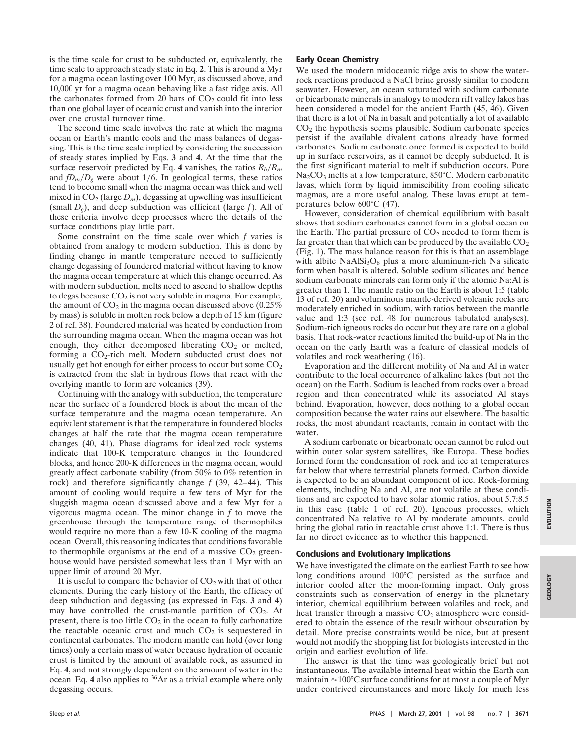is the time scale for crust to be subducted or, equivalently, the time scale to approach steady state in Eq. **2**. This is around a Myr for a magma ocean lasting over 100 Myr, as discussed above, and 10,000 yr for a magma ocean behaving like a fast ridge axis. All the carbonates formed from 20 bars of $CO_2$ could fit into less than one global layer of oceanic crust and vanish into the interior over one crustal turnover time.

The second time scale involves the rate at which the magma ocean or Earth's mantle cools and the mass balances of degassing. This is the time scale implied by considering the succession of steady states implied by Eqs. **3** and **4**. At the time that the surface reservoir predicted by Eq. **4** vanishes, the ratios $R_b/R_m$ and $fD_m/D_g$ were about 1/6. In geological terms, these ratios tend to become small when the magma ocean was thick and well mixed in $CO_2$ (large $D_m$), degassing at upwelling was insufficient (small $D_g$), and deep subduction was efficient (large $f$). All of these criteria involve deep processes where the details of the surface conditions play little part.

Some constraint on the time scale over which $f$ varies is obtained from analogy to modern subduction. This is done by finding change in mantle temperature needed to sufficiently change degassing of foundered material without having to know the magma ocean temperature at which this change occurred. As with modern subduction, melts need to ascend to shallow depths to degas because $CO_2$ is not very soluble in magma. For example, the amount of $CO_2$ in the magma ocean discussed above (0.25% by mass) is soluble in molten rock below a depth of 15 km (figure 2 of ref. 38). Foundered material was heated by conduction from the surrounding magma ocean. When the magma ocean was hot enough, they either decomposed liberating $CO_2$ or melted, forming a $CO_2$-rich melt. Modern subducted crust does not usually get hot enough for either process to occur but some $CO_2$ is extracted from the slab in hydrous flows that react with the overlying mantle to form arc volcanics (39).

Continuing with the analogy with subduction, the temperature near the surface of a foundered block is about the mean of the surface temperature and the magma ocean temperature. An equivalent statement is that the temperature in foundered blocks changes at half the rate that the magma ocean temperature changes (40, 41). Phase diagrams for idealized rock systems indicate that 100-K temperature changes in the foundered blocks, and hence 200-K differences in the magma ocean, would greatly affect carbonate stability (from 50% to 0% retention in rock) and therefore significantly change $f$ (39, 42–44). This amount of cooling would require a few tens of Myr for the sluggish magma ocean discussed above and a few Myr for a vigorous magma ocean. The minor change in $f$ to move the greenhouse through the temperature range of thermophiles would require no more than a few 10-K cooling of the magma ocean. Overall, this reasoning indicates that conditions favorable to thermophile organisms at the end of a massive $CO_2$ greenhouse would have persisted somewhat less than 1 Myr with an upper limit of around 20 Myr.

It is useful to compare the behavior of $CO_2$ with that of other elements. During the early history of the Earth, the efficacy of deep subduction and degassing (as expressed in Eqs. **3** and **4**) may have controlled the crust-mantle partition of $CO_2$. At present, there is too little $CO_2$ in the ocean to fully carbonatize the reactable oceanic crust and much $CO_2$ is sequestered in continental carbonates. The modern mantle can hold (over long times) only a certain mass of water because hydration of oceanic crust is limited by the amount of available rock, as assumed in Eq. **4**, and not strongly dependent on the amount of water in the ocean. Eq. **4** also applies to $^{36}Ar$ as a trivial example where only degassing occurs.

## Early Ocean Chemistry

We used the modern midoceanic ridge axis to show the water-rock reactions produced a NaCl brine grossly similar to modern seawater. However, an ocean saturated with sodium carbonate or bicarbonate minerals in analogy to modern rift valley lakes has been considered a model for the ancient Earth (45, 46). Given that there is a lot of Na in basalt and potentially a lot of available $CO_2$ the hypothesis seems plausible. Sodium carbonate species persist if the available divalent cations already have formed carbonates. Sodium carbonate once formed is expected to build up in surface reservoirs, as it cannot be deeply subducted. It is the first significant material to melt if subduction occurs. Pure $Na_2CO_3$ melts at a low temperature, 850°C. Modern carbonatite lavas, which form by liquid immiscibility from cooling silicate magmas, are a more useful analog. These lavas erupt at temperatures below 600°C (47).

However, consideration of chemical equilibrium with basalt shows that sodium carbonates cannot form in a global ocean on the Earth. The partial pressure of $CO_2$ needed to form them is far greater than that which can be produced by the available $CO_2$ (Fig. 1). The mass balance reason for this is that an assemblage with albite $NaAlSi_3O_8$ plus a more aluminum-rich Na silicate form when basalt is altered. Soluble sodium silicates and hence sodium carbonate minerals can form only if the atomic Na:Al is greater than 1. The mantle ratio on the Earth is about 1:5 (table 13 of ref. 20) and voluminous mantle-derived volcanic rocks are moderately enriched in sodium, with ratios between the mantle value and 1:3 (see ref. 48 for numerous tabulated analyses). Sodium-rich igneous rocks do occur but they are rare on a global basis. That rock-water reactions limited the build-up of Na in the ocean on the early Earth was a feature of classical models of volatiles and rock weathering (16).

Evaporation and the different mobility of Na and Al in water contribute to the local occurrence of alkaline lakes (but not the ocean) on the Earth. Sodium is leached from rocks over a broad region and then concentrated while its associated Al stays behind. Evaporation, however, does nothing to a global ocean composition because the water rains out elsewhere. The basaltic rocks, the most abundant reactants, remain in contact with the water.

A sodium carbonate or bicarbonate ocean cannot be ruled out within outer solar system satellites, like Europa. These bodies formed form the condensation of rock and ice at temperatures far below that where terrestrial planets formed. Carbon dioxide is expected to be an abundant component of ice. Rock-forming elements, including Na and Al, are not volatile at these conditions and are expected to have solar atomic ratios, about 5.7:8.5 in this case (table 1 of ref. 20). Igneous processes, which concentrated Na relative to Al by moderate amounts, could bring the global ratio in reactable crust above 1:1. There is thus far no direct evidence as to whether this happened.

## Conclusions and Evolutionary Implications

We have investigated the climate on the earliest Earth to see how long conditions around 100°C persisted as the surface and interior cooled after the moon-forming impact. Only gross constraints such as conservation of energy in the planetary interior, chemical equilibrium between volatiles and rock, and heat transfer through a massive $CO_2$ atmosphere were considered to obtain the essence of the result without obscuration by detail. More precise constraints would be nice, but at present would not modify the shopping list for biologists interested in the origin and earliest evolution of life.

The answer is that the time was geologically brief but not instantaneous. The available internal heat within the Earth can maintain $\approx$100°C surface conditions for at most a couple of Myr under contrived circumstances and more likely for much less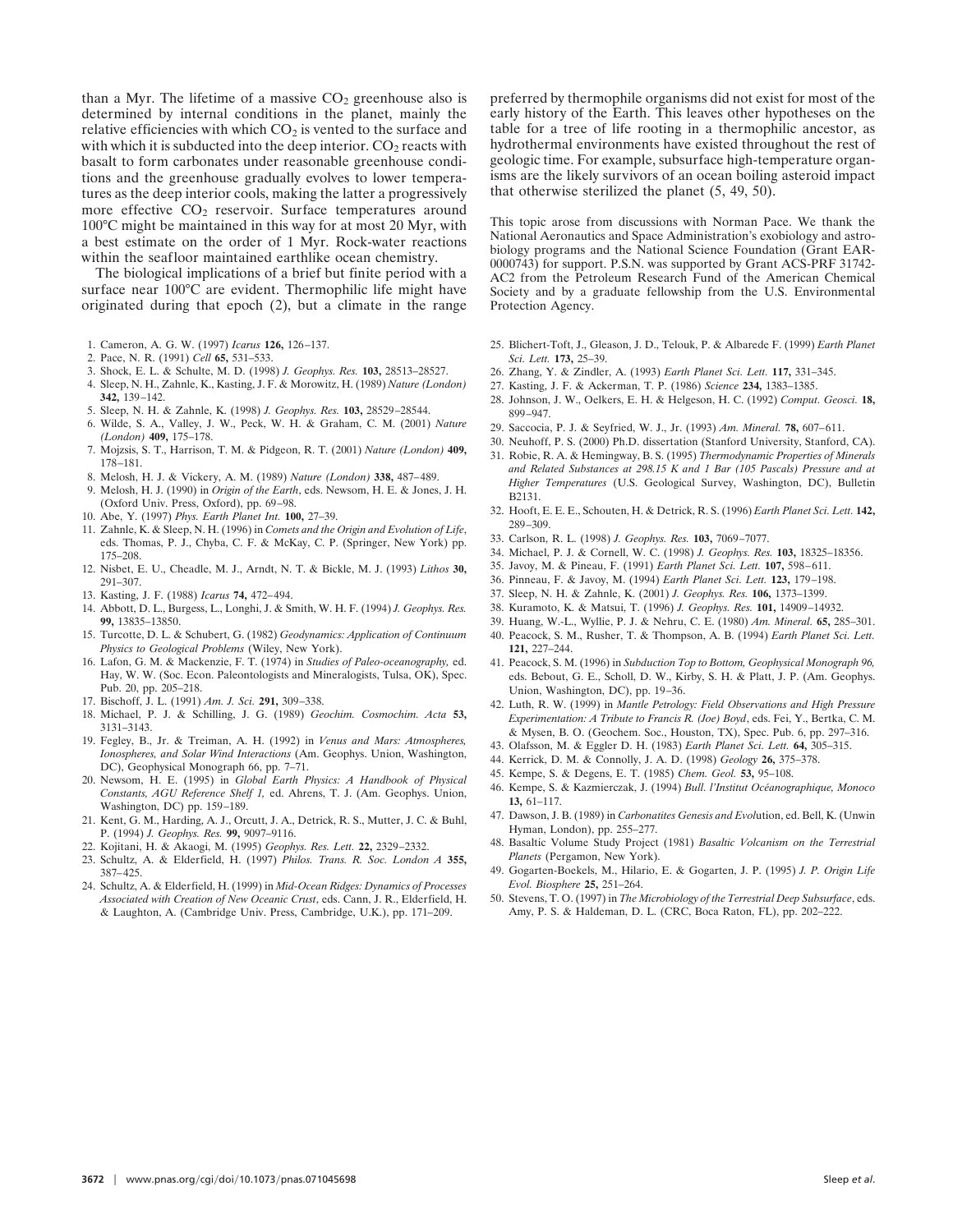than a Myr. The lifetime of a massive $CO_2$ greenhouse also is determined by internal conditions in the planet, mainly the relative efficiencies with which $CO_2$ is vented to the surface and with which it is subducted into the deep interior. $CO_2$ reacts with basalt to form carbonates under reasonable greenhouse conditions and the greenhouse gradually evolves to lower temperatures as the deep interior cools, making the latter a progressively more effective $CO_2$ reservoir. Surface temperatures around 100°C might be maintained in this way for at most 20 Myr, with a best estimate on the order of 1 Myr. Rock-water reactions within the seafloor maintained earthlike ocean chemistry.

The biological implications of a brief but finite period with a surface near 100°C are evident. Thermophilic life might have originated during that epoch (2), but a climate in the range preferred by thermophile organisms did not exist for most of the early history of the Earth. This leaves other hypotheses on the table for a tree of life rooting in a thermophilic ancestor, as hydrothermal environments have existed throughout the rest of geologic time. For example, subsurface high-temperature organisms are the likely survivors of an ocean boiling asteroid impact that otherwise sterilized the planet (5, 49, 50).

This topic arose from discussions with Norman Pace. We thank the National Aeronautics and Space Administration's exobiology and astrobiology programs and the National Science Foundation (Grant EAR-0000743) for support. P.S.N. was supported by Grant ACS-PRF 31742-AC2 from the Petroleum Research Fund of the American Chemical Society and by a graduate fellowship from the U.S. Environmental Protection Agency.

1. Cameron, A. G. W. (1997) *Icarus* **126,** 126–137.
2. Pace, N. R. (1991) *Cell* **65,** 531–533.
3. Shock, E. L. & Schulte, M. D. (1998) *J. Geophys. Res.* **103,** 28513–28527.
4. Sleep, N. H., Zahnle, K., Kasting, J. F. & Morowitz, H. (1989) *Nature (London)* **342,** 139–142.
5. Sleep, N. H. & Zahnle, K. (1998) *J. Geophys. Res.* **103,** 28529–28544.
6. Wilde, S. A., Valley, J. W., Peck, W. H. & Graham, C. M. (2001) *Nature (London)* **409,** 175–178.
7. Mojzsis, S. T., Harrison, T. M. & Pidgeon, R. T. (2001) *Nature (London)* **409,** 178–181.
8. Melosh, H. J. & Vickery, A. M. (1989) *Nature (London)* **338,** 487–489.
9. Melosh, H. J. (1990) in *Origin of the Earth*, eds. Newsom, H. E. & Jones, J. H. (Oxford Univ. Press, Oxford), pp. 69–98.
10. Abe, Y. (1997) *Phys. Earth Planet Int.* **100,** 27–39.
11. Zahnle, K. & Sleep, N. H. (1996) in *Comets and the Origin and Evolution of Life*, eds. Thomas, P. J., Chyba, C. F. & McKay, C. P. (Springer, New York) pp. 175–208.
12. Nisbet, E. U., Cheadle, M. J., Arndt, N. T. & Bickle, M. J. (1993) *Lithos* **30,** 291–307.
13. Kasting, J. F. (1988) *Icarus* **74,** 472–494.
14. Abbott, D. L., Burgess, L., Longhi, J. & Smith, W. H. F. (1994) *J. Geophys. Res.* **99,** 13835–13850.
15. Turcotte, D. L. & Schubert, G. (1982) *Geodynamics: Application of Continuum Physics to Geological Problems* (Wiley, New York).
16. Lafon, G. M. & Mackenzie, F. T. (1974) in *Studies of Paleo-oceanography,* ed. Hay, W. W. (Soc. Econ. Paleontologists and Mineralogists, Tulsa, OK), Spec. Pub. 20, pp. 205–218.
17. Bischoff, J. L. (1991) *Am. J. Sci.* **291,** 309–338.
18. Michael, P. J. & Schilling, J. G. (1989) *Geochim. Cosmochim. Acta* **53,** 3131–3143.
19. Fegley, B., Jr. & Treiman, A. H. (1992) in *Venus and Mars: Atmospheres, Ionospheres, and Solar Wind Interactions* (Am. Geophys. Union, Washington, DC), Geophysical Monograph 66, pp. 7–71.
20. Newsom, H. E. (1995) in *Global Earth Physics: A Handbook of Physical Constants, AGU Reference Shelf 1,* ed. Ahrens, T. J. (Am. Geophys. Union, Washington, DC) pp. 159–189.
21. Kent, G. M., Harding, A. J., Orcutt, J. A., Detrick, R. S., Mutter, J. C. & Buhl, P. (1994) *J. Geophys. Res.* **99,** 9097–9116.
22. Kojitani, H. & Akaogi, M. (1995) *Geophys. Res. Lett.* **22,** 2329–2332.
23. Schultz, A. & Elderfield, H. (1997) *Philos. Trans. R. Soc. London A* **355,** 387–425.
24. Schultz, A. & Elderfield, H. (1999) in *Mid-Ocean Ridges: Dynamics of Processes Associated with Creation of New Oceanic Crust*, eds. Cann, J. R., Elderfield, H. & Laughton, A. (Cambridge Univ. Press, Cambridge, U.K.), pp. 171–209.
25. Blichert-Toft, J., Gleason, J. D., Telouk, P. & Albarede F. (1999) *Earth Planet Sci. Lett.* **173,** 25–39.
26. Zhang, Y. & Zindler, A. (1993) *Earth Planet Sci. Lett.* **117,** 331–345.
27. Kasting, J. F. & Ackerman, T. P. (1986) *Science* **234,** 1383–1385.
28. Johnson, J. W., Oelkers, E. H. & Helgeson, H. C. (1992) *Comput. Geosci.* **18,** 899–947.
29. Saccocia, P. J. & Seyfried, W. J., Jr. (1993) *Am. Mineral.* **78,** 607–611.
30. Neuhoff, P. S. (2000) Ph.D. dissertation (Stanford University, Stanford, CA).
31. Robie, R. A. & Hemingway, B. S. (1995) *Thermodynamic Properties of Minerals and Related Substances at 298.15 K and 1 Bar (105 Pascals) Pressure and at Higher Temperatures* (U.S. Geological Survey, Washington, DC), Bulletin B2131.
32. Hooft, E. E. E., Schouten, H. & Detrick, R. S. (1996) *Earth Planet Sci. Lett.* **142,** 289–309.
33. Carlson, R. L. (1998) *J. Geophys. Res.* **103,** 7069–7077.
34. Michael, P. J. & Cornell, W. C. (1998) *J. Geophys. Res.* **103,** 18325–18356.
35. Javoy, M. & Pineau, F. (1991) *Earth Planet Sci. Lett.* **107,** 598–611.
36. Pinneau, F. & Javoy, M. (1994) *Earth Planet Sci. Lett.* **123,** 179–198.
37. Sleep, N. H. & Zahnle, K. (2001) *J. Geophys. Res.* **106,** 1373–1399.
38. Kuramoto, K. & Matsui, T. (1996) *J. Geophys. Res.* **101,** 14909–14932.
39. Huang, W.-L., Wyllie, P. J. & Nehru, C. E. (1980) *Am. Mineral.* **65,** 285–301.
40. Peacock, S. M., Rusher, T. & Thompson, A. B. (1994) *Earth Planet Sci. Lett.* **121,** 227–244.
41. Peacock, S. M. (1996) in *Subduction Top to Bottom, Geophysical Monograph 96,* eds. Bebout, G. E., Scholl, D. W., Kirby, S. H. & Platt, J. P. (Am. Geophys. Union, Washington, DC), pp. 19–36.
42. Luth, R. W. (1999) in *Mantle Petrology: Field Observations and High Pressure Experimentation: A Tribute to Francis R. (Joe) Boyd*, eds. Fei, Y., Bertka, C. M. & Mysen, B. O. (Geochem. Soc., Houston, TX), Spec. Pub. 6, pp. 297–316.
43. Olafsson, M. & Eggler D. H. (1983) *Earth Planet Sci. Lett.* **64,** 305–315.
44. Kerrick, D. M. & Connolly, J. A. D. (1998) *Geology* **26,** 375–378.
45. Kempe, S. & Degens, E. T. (1985) *Chem. Geol.* **53,** 95–108.
46. Kempe, S. & Kazmierczak, J. (1994) *Bull. l'Institut Océanographique, Monoco* **13,** 61–117.
47. Dawson, J. B. (1989) in *Carbonatites Genesis and Evol*ution, ed. Bell, K. (Unwin Hyman, London), pp. 255–277.
48. Basaltic Volume Study Project (1981) *Basaltic Volcanism on the Terrestrial Planets* (Pergamon, New York).
49. Gogarten-Boekels, M., Hilario, E. & Gogarten, J. P. (1995) *J. P. Origin Life Evol. Biosphere* **25,** 251–264.
50. Stevens, T. O. (1997) in *The Microbiology of the Terrestrial Deep Subsurface*, eds. Amy, P. S. & Haldeman, D. L. (CRC, Boca Raton, FL), pp. 202–222.